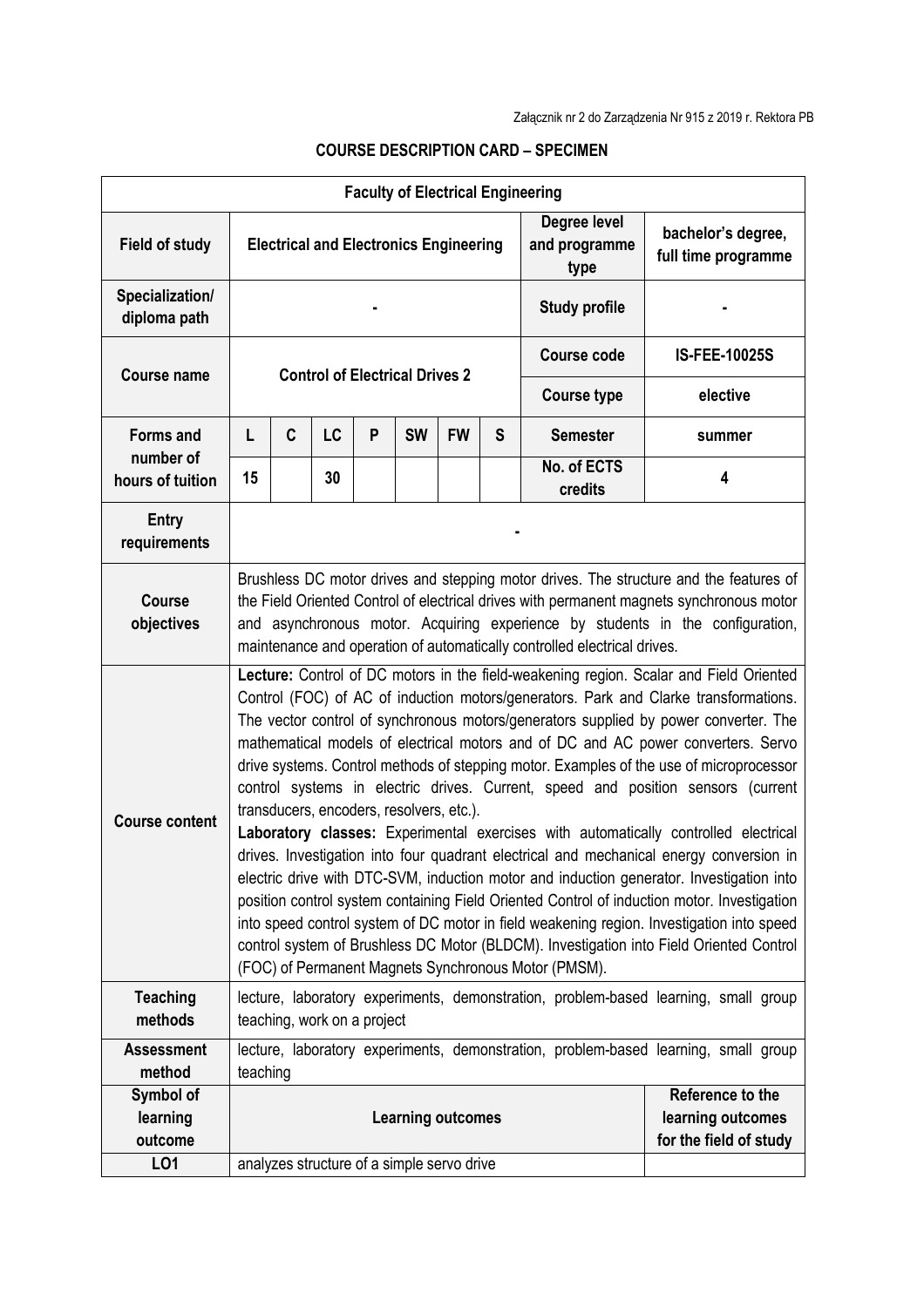Załącznik nr 2 do Zarządzenia Nr 915 z 2019 r. Rektora PB

## COURSE DESCRIPTION CARD – SPECIMEN

| Faculty of Electrical Engineering | | | | | | | | | |
|---|---|---|---|---|---|---|---|---|---|
| **Field of study** | **Electrical and Electronics Engineering** | | | | | | | **Degree level and programme type** | **bachelor's degree, full time programme** |
| **Specialization/ diploma path** | **-** | | | | | | | **Study profile** | **-** |
| **Course name** | **Control of Electrical Drives 2** | | | | | | | **Course code** | **IS-FEE-10025S** |
| | | | | | | | | **Course type** | **elective** |
| **Forms and number of hours of tuition** | **L** | **C** | **LC** | **P** | **SW** | **FW** | **S** | **Semester** | **summer** |
| | **15** | | **30** | | | | | **No. of ECTS credits** | **4** |
| **Entry requirements** | **-** | | | | | | | | |
| **Course objectives** | Brushless DC motor drives and stepping motor drives. The structure and the features of the Field Oriented Control of electrical drives with permanent magnets synchronous motor and asynchronous motor. Acquiring experience by students in the configuration, maintenance and operation of automatically controlled electrical drives. | | | | | | | | |
| **Course content** | **Lecture:** Control of DC motors in the field-weakening region. Scalar and Field Oriented Control (FOC) of AC of induction motors/generators. Park and Clarke transformations. The vector control of synchronous motors/generators supplied by power converter. The mathematical models of electrical motors and of DC and AC power converters. Servo drive systems. Control methods of stepping motor. Examples of the use of microprocessor control systems in electric drives. Current, speed and position sensors (current transducers, encoders, resolvers, etc.). **Laboratory classes:** Experimental exercises with automatically controlled electrical drives. Investigation into four quadrant electrical and mechanical energy conversion in electric drive with DTC-SVM, induction motor and induction generator. Investigation into position control system containing Field Oriented Control of induction motor. Investigation into speed control system of DC motor in field weakening region. Investigation into speed control system of Brushless DC Motor (BLDCM). Investigation into Field Oriented Control (FOC) of Permanent Magnets Synchronous Motor (PMSM). | | | | | | | | |
| **Teaching methods** | lecture, laboratory experiments, demonstration, problem-based learning, small group teaching, work on a project | | | | | | | | |
| **Assessment method** | lecture, laboratory experiments, demonstration, problem-based learning, small group teaching | | | | | | | | |
| **Symbol of learning outcome** | **Learning outcomes** | | | | | | | | **Reference to the learning outcomes for the field of study** |
| **LO1** | analyzes structure of a simple servo drive | | | | | | | | |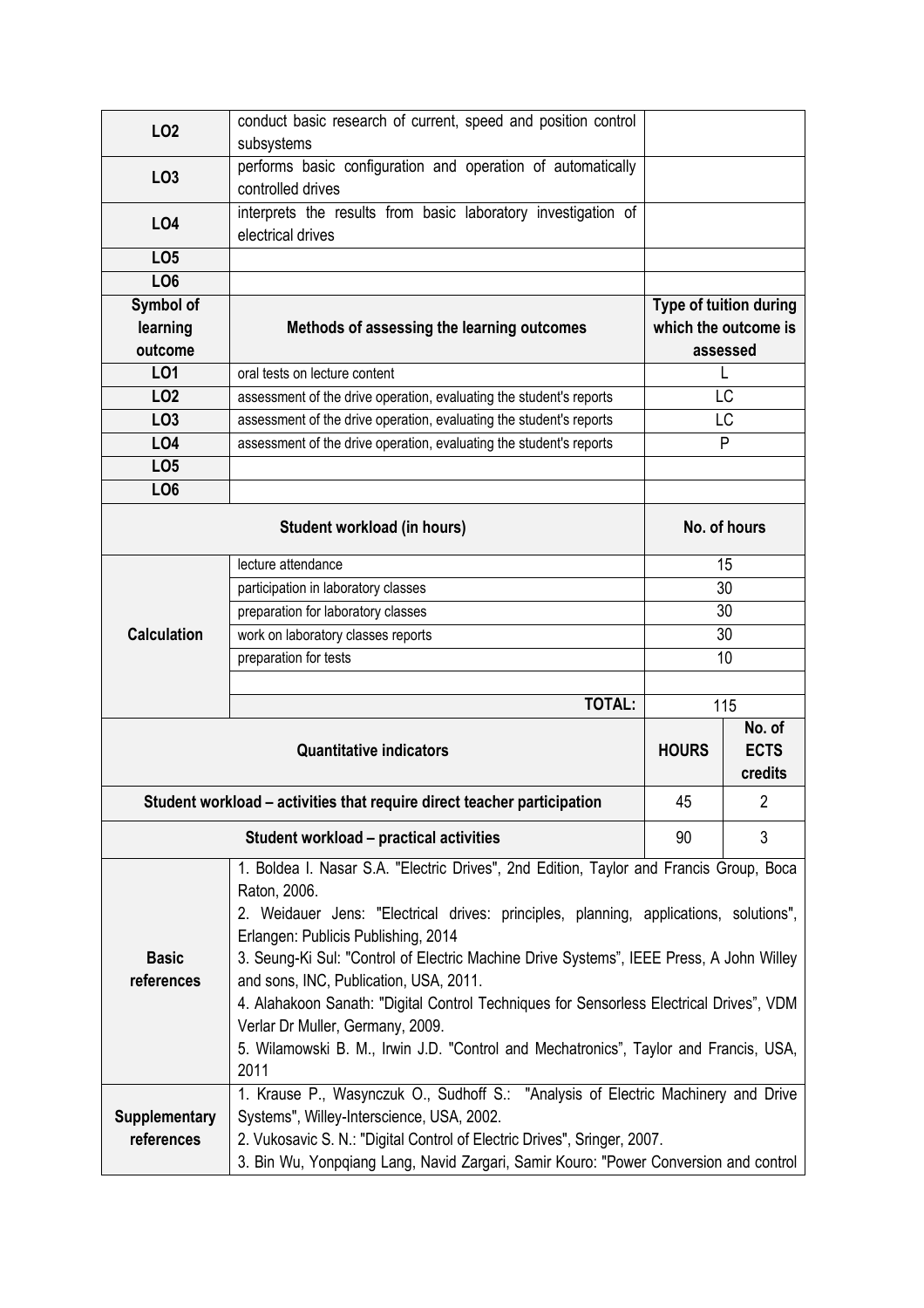| | | | |
|---|---|---|---|
| **LO2** | conduct basic research of current, speed and position control subsystems | | |
| **LO3** | performs basic configuration and operation of automatically controlled drives | | |
| **LO4** | interprets the results from basic laboratory investigation of electrical drives | | |
| **LO5** | | | |
| **LO6** | | | |
| **Symbol of learning outcome** | **Methods of assessing the learning outcomes** | **Type of tuition during which the outcome is assessed** | |
| **LO1** | oral tests on lecture content | L | |
| **LO2** | assessment of the drive operation, evaluating the student's reports | LC | |
| **LO3** | assessment of the drive operation, evaluating the student's reports | LC | |
| **LO4** | assessment of the drive operation, evaluating the student's reports | P | |
| **LO5** | | | |
| **LO6** | | | |
| **Student workload (in hours)** | | **No. of hours** | |
| **Calculation** | lecture attendance | 15 | |
| | participation in laboratory classes | 30 | |
| | preparation for laboratory classes | 30 | |
| | work on laboratory classes reports | 30 | |
| | preparation for tests | 10 | |
| | | | |
| | **TOTAL:** | 115 | |
| **Quantitative indicators** | | **HOURS** | **No. of ECTS credits** |
| **Student workload – activities that require direct teacher participation** | | 45 | 2 |
| **Student workload – practical activities** | | 90 | 3 |
| **Basic references** | 1. Boldea I. Nasar S.A. "Electric Drives", 2nd Edition, Taylor and Francis Group, Boca Raton, 2006.<br>2. Weidauer Jens: "Electrical drives: principles, planning, applications, solutions", Erlangen: Publicis Publishing, 2014<br>3. Seung-Ki Sul: "Control of Electric Machine Drive Systems", IEEE Press, A John Willey and sons, INC, Publication, USA, 2011.<br>4. Alahakoon Sanath: "Digital Control Techniques for Sensorless Electrical Drives", VDM Verlar Dr Muller, Germany, 2009.<br>5. Wilamowski B. M., Irwin J.D. "Control and Mechatronics", Taylor and Francis, USA, 2011 | | |
| **Supplementary references** | 1. Krause P., Wasynczuk O., Sudhoff S.: "Analysis of Electric Machinery and Drive Systems", Willey-Interscience, USA, 2002.<br>2. Vukosavic S. N.: "Digital Control of Electric Drives", Sringer, 2007.<br>3. Bin Wu, Yonpqiang Lang, Navid Zargari, Samir Kouro: "Power Conversion and control | | |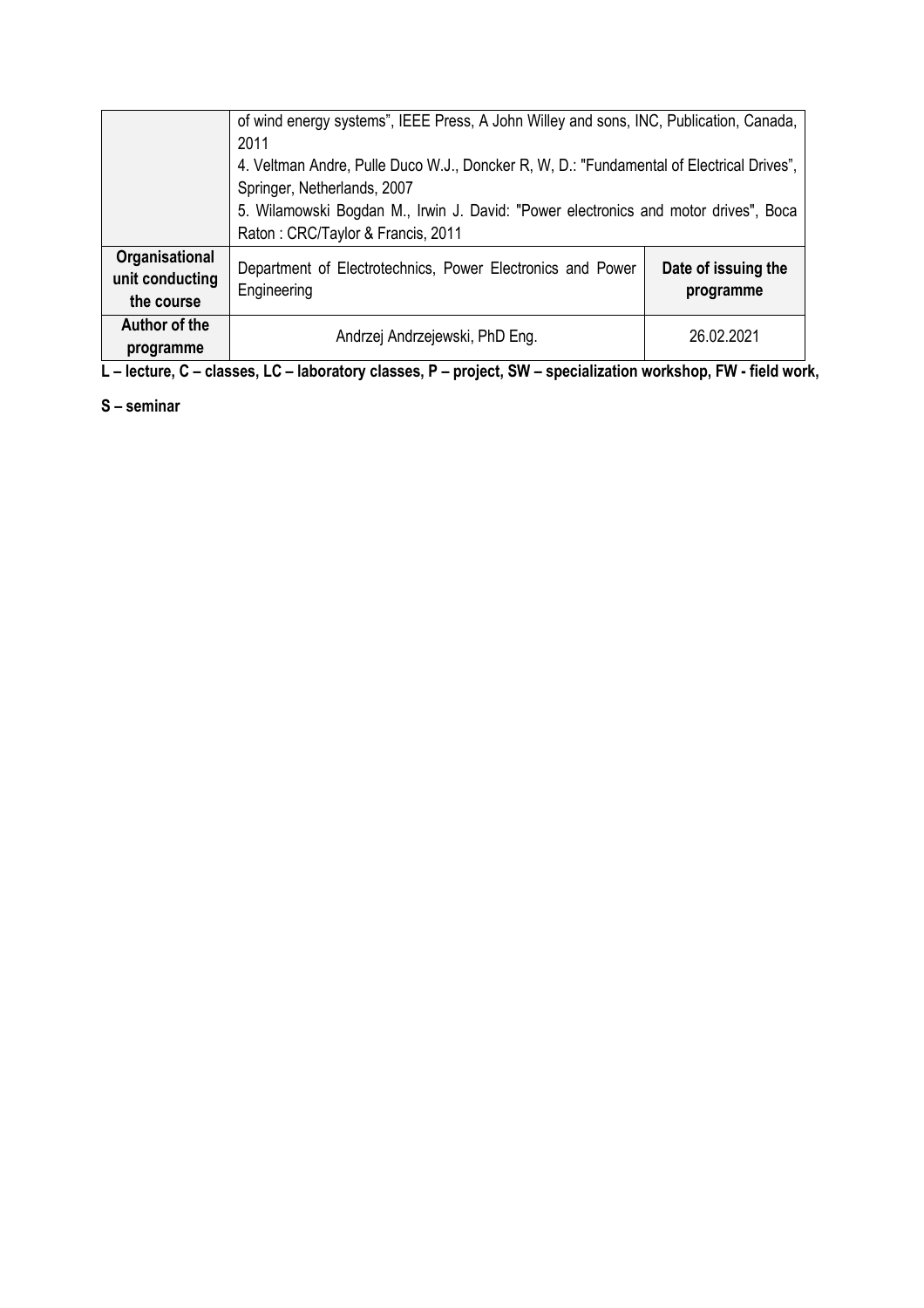| | | |
|---|---|---|
| | of wind energy systems", IEEE Press, A John Willey and sons, INC, Publication, Canada, 2011<br>4. Veltman Andre, Pulle Duco W.J., Doncker R, W, D.: "Fundamental of Electrical Drives", Springer, Netherlands, 2007<br>5. Wilamowski Bogdan M., Irwin J. David: "Power electronics and motor drives", Boca Raton : CRC/Taylor & Francis, 2011 | |
| **Organisational unit conducting the course** | Department of Electrotechnics, Power Electronics and Power Engineering | **Date of issuing the programme** |
| **Author of the programme** | Andrzej Andrzejewski, PhD Eng. | 26.02.2021 |

**L – lecture, C – classes, LC – laboratory classes, P – project, SW – specialization workshop, FW - field work, S – seminar**